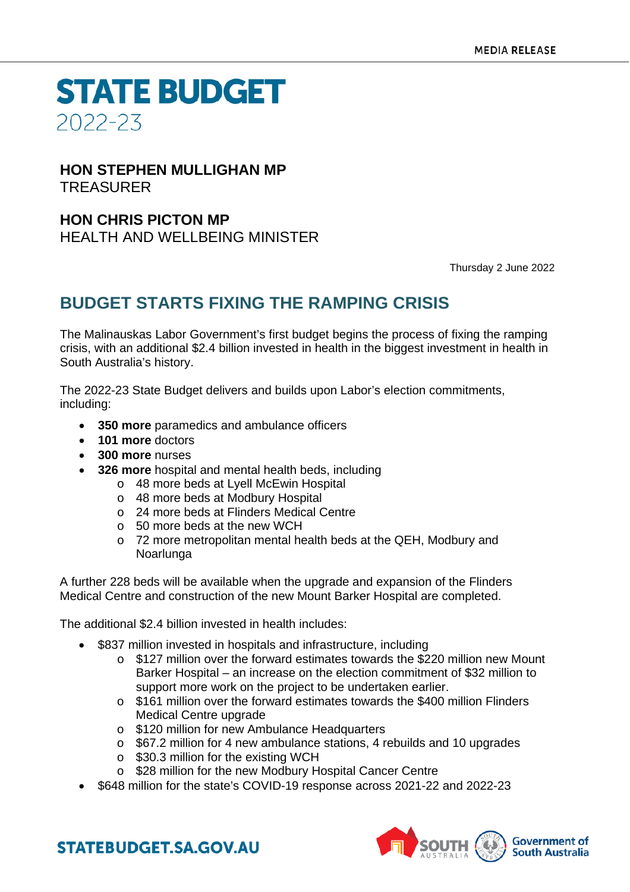MEDIA RELEASE

# STATE BUDGET
2022-23

**HON STEPHEN MULLIGHAN MP**
TREASURER

**HON CHRIS PICTON MP**
HEALTH AND WELLBEING MINISTER

Thursday 2 June 2022

## BUDGET STARTS FIXING THE RAMPING CRISIS

The Malinauskas Labor Government's first budget begins the process of fixing the ramping crisis, with an additional $2.4 billion invested in health in the biggest investment in health in South Australia's history.

The 2022-23 State Budget delivers and builds upon Labor's election commitments, including:

- **350 more** paramedics and ambulance officers
- **101 more** doctors
- **300 more** nurses
- **326 more** hospital and mental health beds, including
  - 48 more beds at Lyell McEwin Hospital
  - 48 more beds at Modbury Hospital
  - 24 more beds at Flinders Medical Centre
  - 50 more beds at the new WCH
  - 72 more metropolitan mental health beds at the QEH, Modbury and Noarlunga

A further 228 beds will be available when the upgrade and expansion of the Flinders Medical Centre and construction of the new Mount Barker Hospital are completed.

The additional $2.4 billion invested in health includes:

- $837 million invested in hospitals and infrastructure, including
  - $127 million over the forward estimates towards the $220 million new Mount Barker Hospital – an increase on the election commitment of $32 million to support more work on the project to be undertaken earlier.
  - $161 million over the forward estimates towards the $400 million Flinders Medical Centre upgrade
  - $120 million for new Ambulance Headquarters
  - $67.2 million for 4 new ambulance stations, 4 rebuilds and 10 upgrades
  - $30.3 million for the existing WCH
  - $28 million for the new Modbury Hospital Cancer Centre
- $648 million for the state's COVID-19 response across 2021-22 and 2022-23

STATEBUDGET.SA.GOV.AU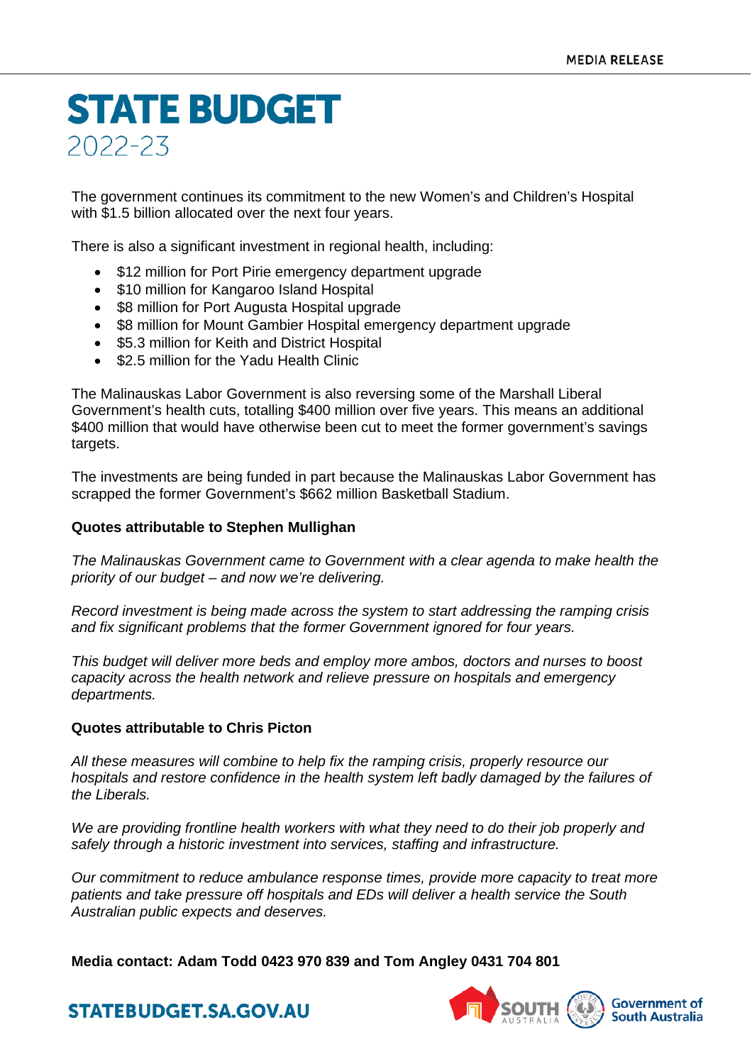# STATE BUDGET

2022-23

The government continues its commitment to the new Women's and Children's Hospital with $1.5 billion allocated over the next four years.

There is also a significant investment in regional health, including:

- $12 million for Port Pirie emergency department upgrade
- $10 million for Kangaroo Island Hospital
- $8 million for Port Augusta Hospital upgrade
- $8 million for Mount Gambier Hospital emergency department upgrade
- $5.3 million for Keith and District Hospital
- $2.5 million for the Yadu Health Clinic

The Malinauskas Labor Government is also reversing some of the Marshall Liberal Government's health cuts, totalling $400 million over five years. This means an additional $400 million that would have otherwise been cut to meet the former government's savings targets.

The investments are being funded in part because the Malinauskas Labor Government has scrapped the former Government's $662 million Basketball Stadium.

**Quotes attributable to Stephen Mullighan**

*The Malinauskas Government came to Government with a clear agenda to make health the priority of our budget – and now we're delivering.*

*Record investment is being made across the system to start addressing the ramping crisis and fix significant problems that the former Government ignored for four years.*

*This budget will deliver more beds and employ more ambos, doctors and nurses to boost capacity across the health network and relieve pressure on hospitals and emergency departments.*

**Quotes attributable to Chris Picton**

*All these measures will combine to help fix the ramping crisis, properly resource our hospitals and restore confidence in the health system left badly damaged by the failures of the Liberals.*

*We are providing frontline health workers with what they need to do their job properly and safely through a historic investment into services, staffing and infrastructure.*

*Our commitment to reduce ambulance response times, provide more capacity to treat more patients and take pressure off hospitals and EDs will deliver a health service the South Australian public expects and deserves.*

**Media contact: Adam Todd 0423 970 839 and Tom Angley 0431 704 801**

STATEBUDGET.SA.GOV.AU